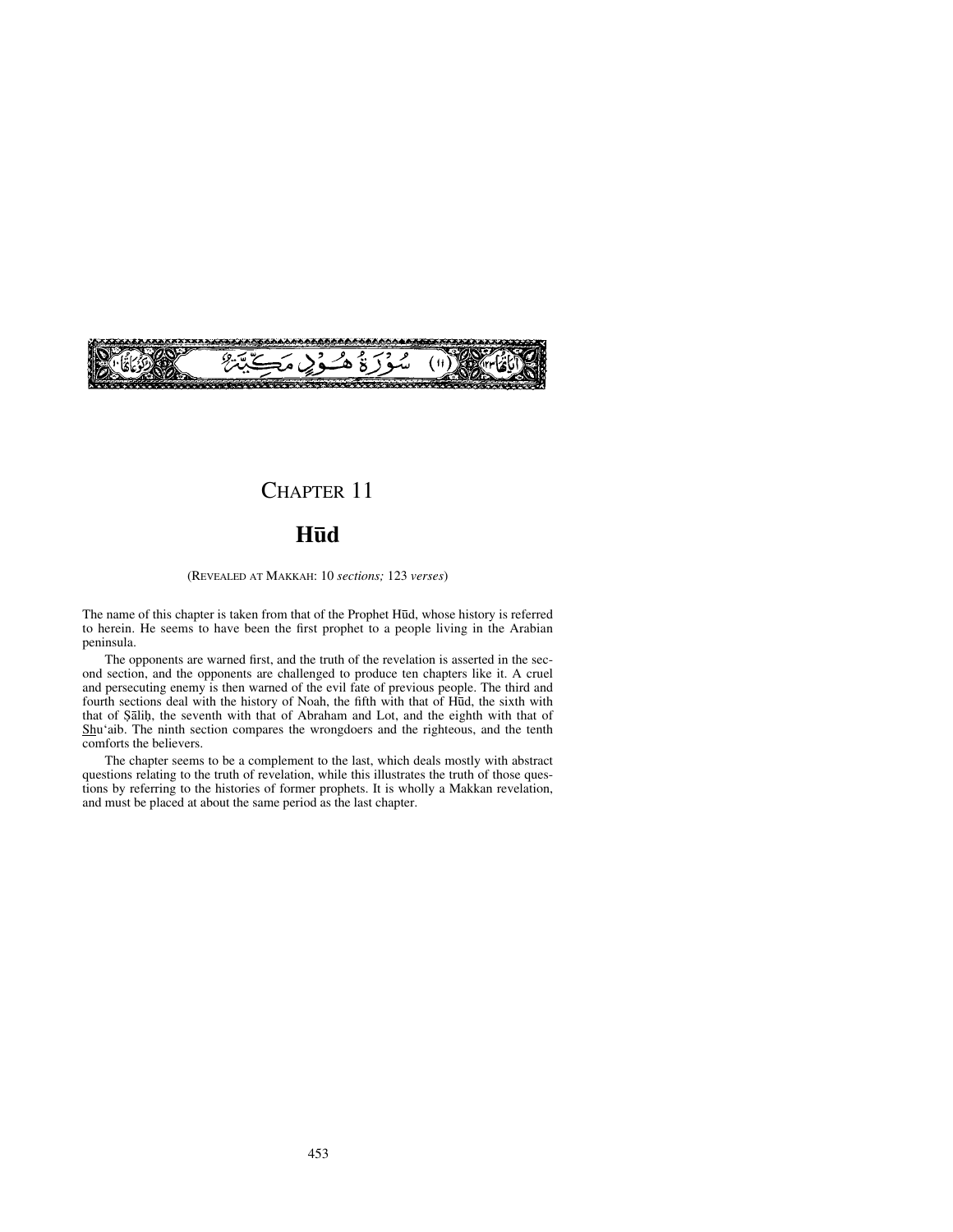سُورَةُ هُودٍ مَكِّيَّةٌ (١١)

# CHAPTER 11

## Hūd

(REVEALED AT MAKKAH: 10 *sections;* 123 *verses*)

The name of this chapter is taken from that of the Prophet Hūd, whose history is referred to herein. He seems to have been the first prophet to a people living in the Arabian peninsula.

The opponents are warned first, and the truth of the revelation is asserted in the second section, and the opponents are challenged to produce ten chapters like it. A cruel and persecuting enemy is then warned of the evil fate of previous people. The third and fourth sections deal with the history of Noah, the fifth with that of Hūd, the sixth with that of Ṣāliḥ, the seventh with that of Abraham and Lot, and the eighth with that of Shu'aib. The ninth section compares the wrongdoers and the righteous, and the tenth comforts the believers.

The chapter seems to be a complement to the last, which deals mostly with abstract questions relating to the truth of revelation, while this illustrates the truth of those questions by referring to the histories of former prophets. It is wholly a Makkan revelation, and must be placed at about the same period as the last chapter.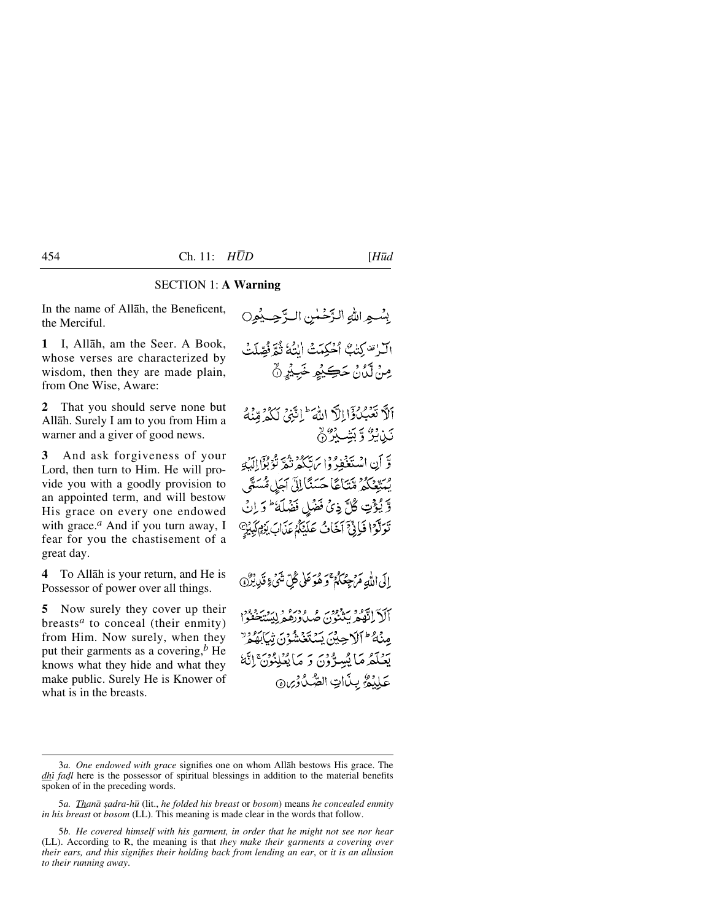## SECTION 1: **A Warning**

In the name of Allāh, the Beneficent, the Merciful.

بِسۡمِ اللّٰہِ الرَّحۡمٰنِ الرَّحِیۡمِ ۝

**1** I, Allāh, am the Seer. A Book, whose verses are characterized by wisdom, then they are made plain, from One Wise, Aware:

الٓرٰ ۟ کِتٰبٌ اُحۡکِمَتۡ اٰیٰتُہٗ ثُمَّ فُصِّلَتۡ مِنۡ لَّدُنۡ حَکِیۡمٍ خَبِیۡرٍ ۙ﴿۱﴾

**2** That you should serve none but Allāh. Surely I am to you from Him a warner and a giver of good news.

اَلَّا تَعۡبُدُوۡۤا اِلَّا اللّٰہَ ؕ اِنَّنِیۡ لَکُمۡ مِّنۡہُ نَذِیۡرٌ وَّ بَشِیۡرٌ ۙ﴿۲﴾

**3** And ask forgiveness of your Lord, then turn to Him. He will provide you with a goodly provision to an appointed term, and will bestow His grace on every one endowed with grace.[a] And if you turn away, I fear for you the chastisement of a great day.

وَّ اَنِ اسۡتَغۡفِرُوۡا رَبَّکُمۡ ثُمَّ تُوۡبُوۡۤا اِلَیۡہِ یُمَتِّعۡکُمۡ مَّتَاعًا حَسَنًا اِلٰۤی اَجَلٍ مُّسَمًّی وَّ یُؤۡتِ کُلَّ ذِیۡ فَضۡلٍ فَضۡلَہٗ ؕ وَ اِنۡ تَوَلَّوۡا فَاِنِّیۡۤ اَخَافُ عَلَیۡکُمۡ عَذَابَ یَوۡمٍ کَبِیۡرٍ ﴿۳﴾

**4** To Allāh is your return, and He is Possessor of power over all things.

اِلَی اللّٰہِ مَرۡجِعُکُمۡ ۚ وَ ہُوَ عَلٰی کُلِّ شَیۡءٍ قَدِیۡرٌ ﴿۴﴾

**5** Now surely they cover up their breasts[a] to conceal (their enmity) from Him. Now surely, when they put their garments as a covering,[b] He knows what they hide and what they make public. Surely He is Knower of what is in the breasts.

اَلَاۤ اِنَّہُمۡ یَثۡنُوۡنَ صُدُوۡرَہُمۡ لِیَسۡتَخۡفُوۡا مِنۡہُ ؕ اَلَا حِیۡنَ یَسۡتَغۡشُوۡنَ ثِیَابَہُمۡ ۙ یَعۡلَمُ مَا یُسِرُّوۡنَ وَ مَا یُعۡلِنُوۡنَ ۚ اِنَّہٗ عَلِیۡمٌۢ بِذَاتِ الصُّدُوۡرِ ﴿۵﴾

---

3*a*. *One endowed with grace* signifies one on whom Allāh bestows His grace. The *dhī faḍl* here is the possessor of spiritual blessings in addition to the material benefits spoken of in the preceding words.

5*a*. *Thanā ṣadra-hū* (lit., *he folded his breast* or *bosom*) means *he concealed enmity in his breast* or *bosom* (LL). This meaning is made clear in the words that follow.

5*b*. *He covered himself with his garment, in order that he might not see nor hear* (LL). According to R, the meaning is that *they make their garments a covering over their ears, and this signifies their holding back from lending an ear*, or *it is an allusion to their running away*.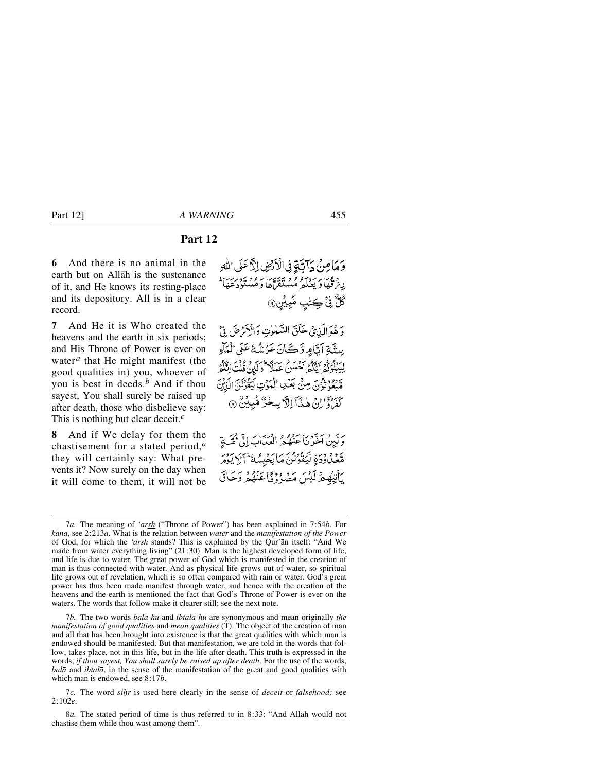## Part 12

**6** And there is no animal in the earth but on Allāh is the sustenance of it, and He knows its resting-place and its depository. All is in a clear record.

وَمَا مِنۡ دَآبَّةٍ فِی الۡاَرۡضِ اِلَّا عَلَی اللّٰهِ رِزۡقُهَا وَ یَعۡلَمُ مُسۡتَقَرَّهَا وَ مُسۡتَوۡدَعَهَا ؕ كُلٌّ فِیۡ كِتٰبٍ مُّبِیۡنٍ ۝

**7** And He it is Who created the heavens and the earth in six periods; and His Throne of Power is ever on water[a] that He might manifest (the good qualities in) you, whoever of you is best in deeds.[b] And if thou sayest, You shall surely be raised up after death, those who disbelieve say: This is nothing but clear deceit.[c]

وَ هُوَ الَّذِیۡ خَلَقَ السَّمٰوٰتِ وَ الۡاَرۡضَ فِیۡ سِتَّةِ اَیَّامٍ وَّ كَانَ عَرۡشُهٗ عَلَی الۡمَآءِ لِیَبۡلُوَكُمۡ اَیُّكُمۡ اَحۡسَنُ عَمَلًا ؕ وَ لَئِنۡ قُلۡتَ اِنَّكُمۡ مَّبۡعُوۡثُوۡنَ مِنۡۢ بَعۡدِ الۡمَوۡتِ لَیَقُوۡلَنَّ الَّذِیۡنَ كَفَرُوۡۤا اِنۡ هٰذَاۤ اِلَّا سِحۡرٌ مُّبِیۡنٌ ۝

**8** And if We delay for them the chastisement for a stated period,[a] they will certainly say: What prevents it? Now surely on the day when it will come to them, it will not be

وَ لَئِنۡ اَخَّرۡنَا عَنۡهُمُ الۡعَذَابَ اِلٰۤی اُمَّةٍ مَّعۡدُوۡدَةٍ لَّیَقُوۡلُنَّ مَا یَحۡبِسُهٗ ؕ اَلَا یَوۡمَ یَاۡتِیۡهِمۡ لَیۡسَ مَصۡرُوۡفًا عَنۡهُمۡ وَ حَاقَ

---

7*a.* The meaning of *'arsh* ("Throne of Power") has been explained in 7:54*b*. For *kāna*, see 2:213*a*. What is the relation between *water* and the *manifestation of the Power* of God, for which the *'arsh* stands? This is explained by the Qur'ān itself: "And We made from water everything living" (21:30). Man is the highest developed form of life, and life is due to water. The great power of God which is manifested in the creation of man is thus connected with water. And as physical life grows out of water, so spiritual life grows out of revelation, which is so often compared with rain or water. God's great power has thus been made manifest through water, and hence with the creation of the heavens and the earth is mentioned the fact that God's Throne of Power is ever on the waters. The words that follow make it clearer still; see the next note.

7*b.* The two words *balā-hu* and *ibtalā-hu* are synonymous and mean originally *the manifestation of good qualities* and *mean qualities* (T). The object of the creation of man and all that has been brought into existence is that the great qualities with which man is endowed should be manifested. But that manifestation, we are told in the words that follow, takes place, not in this life, but in the life after death. This truth is expressed in the words, *if thou sayest, You shall surely be raised up after death*. For the use of the words, *balā* and *ibtalā*, in the sense of the manifestation of the great and good qualities with which man is endowed, see 8:17*b*.

7*c.* The word *siḥr* is used here clearly in the sense of *deceit* or *falsehood;* see 2:102*e*.

8*a.* The stated period of time is thus referred to in 8:33: "And Allāh would not chastise them while thou wast among them".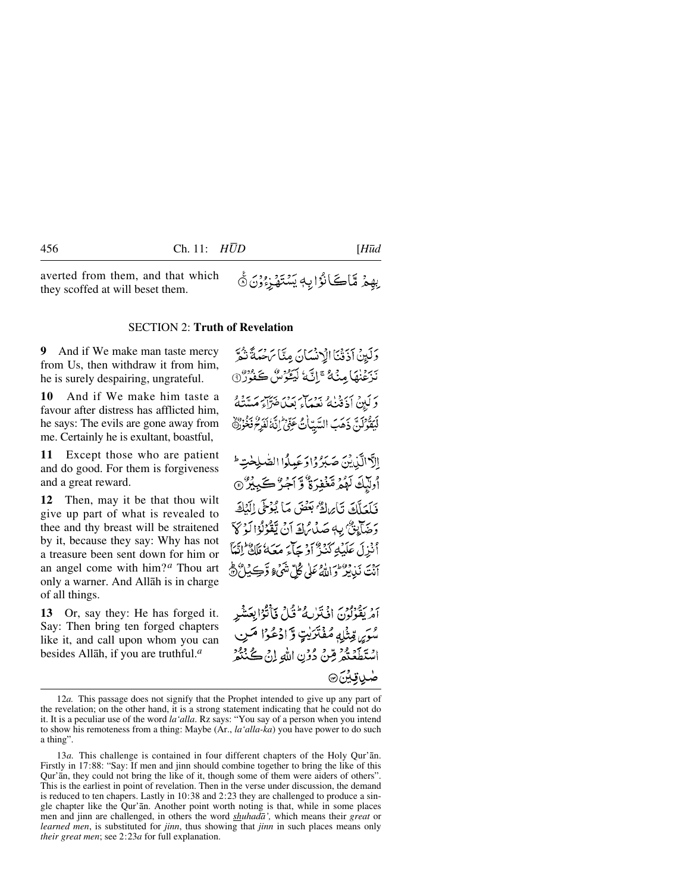averted from them, and that which they scoffed at will beset them.

بِهِمْ مَّا كَانُوْا بِهٖ يَسْتَهْزِءُوْنَ ۞

## SECTION 2: **Truth of Revelation**

**9** And if We make man taste mercy from Us, then withdraw it from him, he is surely despairing, ungrateful.

وَلَئِنْ اَذَقْنَا الْاِنْسَانَ مِنَّا رَحْمَةً ثُمَّ نَزَعْنٰهَا مِنْهُ ۚ اِنَّهٗ لَيَـُٔوْسٌ كَفُوْرٌ ۞

**10** And if We make him taste a favour after distress has afflicted him, he says: The evils are gone away from me. Certainly he is exultant, boastful,

وَلَئِنْ اَذَقْنٰهُ نَعْمَآءَ بَعْدَ ضَرَّآءَ مَسَّتْهُ لَيَقُوْلَنَّ ذَهَبَ السَّيِّاٰتُ عَنِّيْ ؕ اِنَّهٗ لَفَرِحٌ فَخُوْرٌ ۞

**11** Except those who are patient and do good. For them is forgiveness and a great reward.

اِلَّا الَّذِيْنَ صَبَرُوْا وَعَمِلُوا الصّٰلِحٰتِ ؕ اُولٰٓئِكَ لَهُمْ مَّغْفِرَةٌ وَّاَجْرٌ كَبِيْرٌ ۞

**12** Then, may it be that thou wilt give up part of what is revealed to thee and thy breast will be straitened by it, because they say: Why has not a treasure been sent down for him or an angel come with him?[a] Thou art only a warner. And Allāh is in charge of all things.

فَلَعَلَّكَ تَارِكٌۢ بَعْضَ مَا يُوْحٰٓى اِلَيْكَ وَضَآئِقٌۢ بِهٖ صَدْرُكَ اَنْ يَّقُوْلُوْا لَوْلَآ اُنْزِلَ عَلَيْهِ كَنْزٌ اَوْ جَآءَ مَعَهٗ مَلَكٌ ؕ اِنَّمَآ اَنْتَ نَذِيْرٌ ؕ وَاللّٰهُ عَلٰى كُلِّ شَيْءٍ وَّكِيْلٌ ۞

**13** Or, say they: He has forged it. Say: Then bring ten forged chapters like it, and call upon whom you can besides Allāh, if you are truthful.[a]

اَمْ يَقُوْلُوْنَ افْتَرٰىهُ ؕ قُلْ فَاْتُوْا بِعَشْرِ سُوَرٍ مِّثْلِهٖ مُفْتَرَيٰتٍ وَّادْعُوْا مَنِ اسْتَطَعْتُمْ مِّنْ دُوْنِ اللّٰهِ اِنْ كُنْتُمْ صٰدِقِيْنَ ۞

---

12*a.* This passage does not signify that the Prophet intended to give up any part of the revelation; on the other hand, it is a strong statement indicating that he could not do it. It is a peculiar use of the word *la'alla*. Rz says: "You say of a person when you intend to show his remoteness from a thing: Maybe (Ar., *la'alla-ka*) you have power to do such a thing".

13*a.* This challenge is contained in four different chapters of the Holy Qur'ān. Firstly in 17:88: "Say: If men and jinn should combine together to bring the like of this Qur'ān, they could not bring the like of it, though some of them were aiders of others". This is the earliest in point of revelation. Then in the verse under discussion, the demand is reduced to ten chapers. Lastly in 10:38 and 2:23 they are challenged to produce a single chapter like the Qur'ān. Another point worth noting is that, while in some places men and jinn are challenged, in others the word *shuhadā',* which means their *great* or *learned men*, is substituted for *jinn*, thus showing that *jinn* in such places means only *their great men*; see 2:23*a* for full explanation.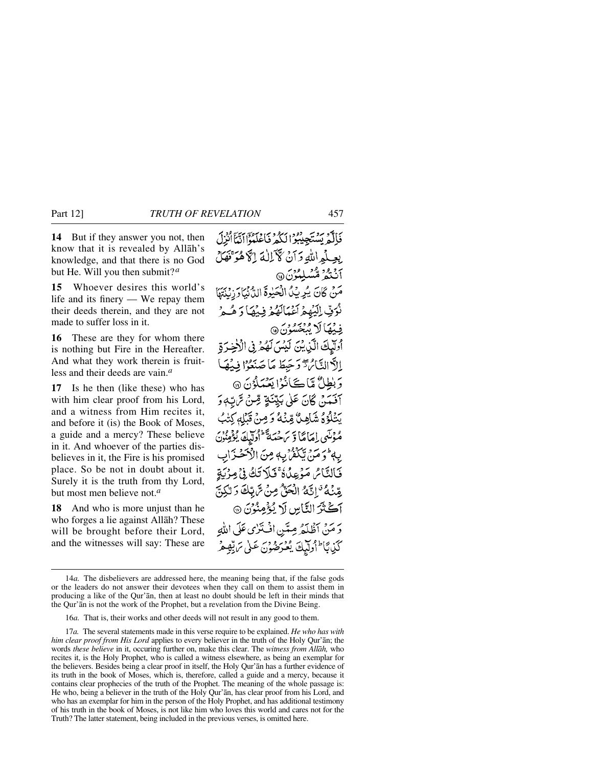**14** But if they answer you not, then know that it is revealed by Allāh's knowledge, and that there is no God but He. Will you then submit?[a]

فَاِلَّمۡ یَسۡتَجِیۡبُوۡا لَکُمۡ فَاعۡلَمُوۡۤا اَنَّمَاۤ اُنۡزِلَ بِعِلۡمِ اللّٰہِ وَ اَنۡ لَّاۤ اِلٰہَ اِلَّا ہُوَ ۚ فَہَلۡ اَنۡتُمۡ مُّسۡلِمُوۡنَ ﴿۱۴﴾

**15** Whoever desires this world's life and its finery — We repay them their deeds therein, and they are not made to suffer loss in it.

مَنۡ کَانَ یُرِیۡدُ الۡحَیٰوۃَ الدُّنۡیَا وَ زِیۡنَتَہَا نُوَفِّ اِلَیۡہِمۡ اَعۡمَالَہُمۡ فِیۡہَا وَ ہُمۡ فِیۡہَا لَا یُبۡخَسُوۡنَ ﴿۱۵﴾

**16** These are they for whom there is nothing but Fire in the Hereafter. And what they work therein is fruitless and their deeds are vain.[a]

اُولٰٓئِکَ الَّذِیۡنَ لَیۡسَ لَہُمۡ فِی الۡاٰخِرَۃِ اِلَّا النَّارُ ۫ۖ وَ حَبِطَ مَا صَنَعُوۡا فِیۡہَا وَ بٰطِلٌ مَّا کَانُوۡا یَعۡمَلُوۡنَ ﴿۱۶﴾

**17** Is he then (like these) who has with him clear proof from his Lord, and a witness from Him recites it, and before it (is) the Book of Moses, a guide and a mercy? These believe in it. And whoever of the parties disbelieves in it, the Fire is his promised place. So be not in doubt about it. Surely it is the truth from thy Lord, but most men believe not.[a]

اَفَمَنۡ کَانَ عَلٰی بَیِّنَۃٍ مِّنۡ رَّبِّہٖ وَ یَتۡلُوۡہُ شَاہِدٌ مِّنۡہُ وَ مِنۡ قَبۡلِہٖ کِتٰبُ مُوۡسٰۤی اِمَامًا وَّ رَحۡمَۃً ؕ اُولٰٓئِکَ یُؤۡمِنُوۡنَ بِہٖ ؕ وَ مَنۡ یَّکۡفُرۡ بِہٖ مِنَ الۡاَحۡزَابِ فَالنَّارُ مَوۡعِدُہٗ ۚ فَلَا تَکُ فِیۡ مِرۡیَۃٍ مِّنۡہُ ٭ اِنَّہُ الۡحَقُّ مِنۡ رَّبِّکَ وَ لٰکِنَّ اَکۡثَرَ النَّاسِ لَا یُؤۡمِنُوۡنَ ﴿۱۷﴾

**18** And who is more unjust than he who forges a lie against Allāh? These will be brought before their Lord, and the witnesses will say: These are

وَ مَنۡ اَظۡلَمُ مِمَّنِ افۡتَرٰی عَلَی اللّٰہِ کَذِبًا ؕ اُولٰٓئِکَ یُعۡرَضُوۡنَ عَلٰی رَبِّہِمۡ

---

14*a.* The disbelievers are addressed here, the meaning being that, if the false gods or the leaders do not answer their devotees when they call on them to assist them in producing a like of the Qur'ān, then at least no doubt should be left in their minds that the Qur'ān is not the work of the Prophet, but a revelation from the Divine Being.

16*a.* That is, their works and other deeds will not result in any good to them.

17*a.* The several statements made in this verse require to be explained. *He who has with him clear proof from His Lord* applies to every believer in the truth of the Holy Qur'ān; the words *these believe* in it, occuring further on, make this clear. The *witness from Allāh,* who recites it, is the Holy Prophet, who is called a witness elsewhere, as being an exemplar for the believers. Besides being a clear proof in itself, the Holy Qur'ān has a further evidence of its truth in the book of Moses, which is, therefore, called a guide and a mercy, because it contains clear prophecies of the truth of the Prophet. The meaning of the whole passage is: He who, being a believer in the truth of the Holy Qur'ān, has clear proof from his Lord, and who has an exemplar for him in the person of the Holy Prophet, and has additional testimony of his truth in the book of Moses, is not like him who loves this world and cares not for the Truth? The latter statement, being included in the previous verses, is omitted here.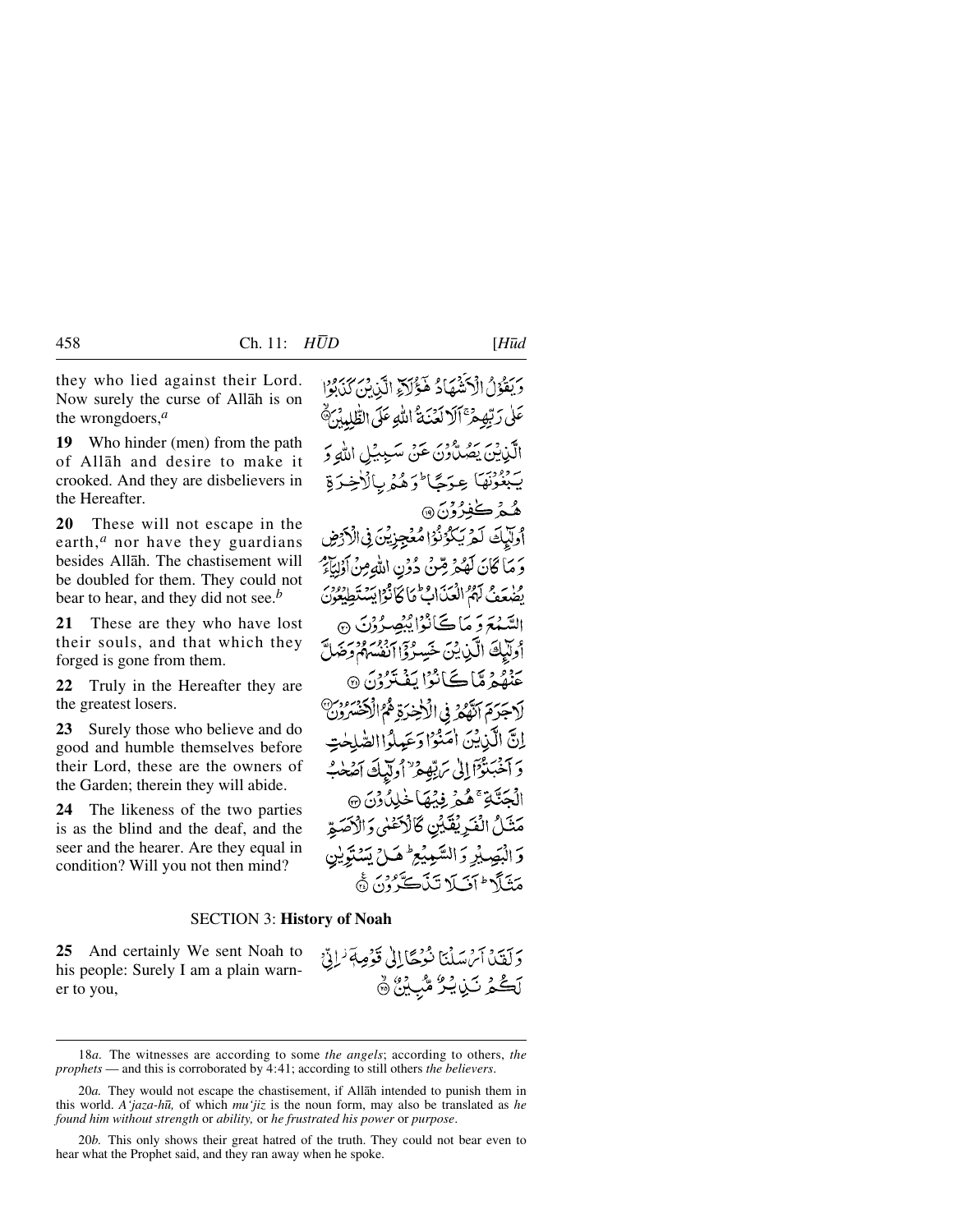they who lied against their Lord. Now surely the curse of Allāh is on the wrongdoers,[a]

وَيَقُولُ الْأَشْهَادُ هَٰؤُلَاءِ الَّذِينَ كَذَبُوا عَلَىٰ رَبِّهِمْ ۚ أَلَا لَعْنَةُ اللَّهِ عَلَى الظَّالِمِينَ ﴿١٨﴾

**19** Who hinder (men) from the path of Allāh and desire to make it crooked. And they are disbelievers in the Hereafter.

الَّذِينَ يَصُدُّونَ عَن سَبِيلِ اللَّهِ وَيَبْغُونَهَا عِوَجًا وَهُم بِالْآخِرَةِ هُمْ كَافِرُونَ ﴿١٩﴾

**20** These will not escape in the earth,[a] nor have they guardians besides Allāh. The chastisement will be doubled for them. They could not bear to hear, and they did not see.[b]

أُولَٰئِكَ لَمْ يَكُونُوا مُعْجِزِينَ فِي الْأَرْضِ وَمَا كَانَ لَهُم مِّن دُونِ اللَّهِ مِنْ أَوْلِيَاءَ ۘ يُضَاعَفُ لَهُمُ الْعَذَابُ ۚ مَا كَانُوا يَسْتَطِيعُونَ السَّمْعَ وَمَا كَانُوا يُبْصِرُونَ ﴿٢٠﴾

**21** These are they who have lost their souls, and that which they forged is gone from them.

أُولَٰئِكَ الَّذِينَ خَسِرُوا أَنفُسَهُمْ وَضَلَّ عَنْهُم مَّا كَانُوا يَفْتَرُونَ ﴿٢١﴾

**22** Truly in the Hereafter they are the greatest losers.

لَا جَرَمَ أَنَّهُمْ فِي الْآخِرَةِ هُمُ الْأَخْسَرُونَ ﴿٢٢﴾

**23** Surely those who believe and do good and humble themselves before their Lord, these are the owners of the Garden; therein they will abide.

إِنَّ الَّذِينَ آمَنُوا وَعَمِلُوا الصَّالِحَاتِ وَأَخْبَتُوا إِلَىٰ رَبِّهِمْ أُولَٰئِكَ أَصْحَابُ الْجَنَّةِ ۖ هُمْ فِيهَا خَالِدُونَ ﴿٢٣﴾

**24** The likeness of the two parties is as the blind and the deaf, and the seer and the hearer. Are they equal in condition? Will you not then mind?

مَثَلُ الْفَرِيقَيْنِ كَالْأَعْمَىٰ وَالْأَصَمِّ وَالْبَصِيرِ وَالسَّمِيعِ ۚ هَلْ يَسْتَوِيَانِ مَثَلًا ۚ أَفَلَا تَذَكَّرُونَ ﴿٢٤﴾

## SECTION 3: **History of Noah**

**25** And certainly We sent Noah to his people: Surely I am a plain warner to you,

وَلَقَدْ أَرْسَلْنَا نُوحًا إِلَىٰ قَوْمِهِ إِنِّي لَكُمْ نَذِيرٌ مُّبِينٌ ﴿٢٥﴾

---

18*a.* The witnesses are according to some *the angels*; according to others, *the prophets* — and this is corroborated by 4:41; according to still others *the believers*.

20*a.* They would not escape the chastisement, if Allāh intended to punish them in this world. *A'jaza-hū,* of which *mu'jiz* is the noun form, may also be translated as *he found him without strength* or *ability,* or *he frustrated his power* or *purpose*.

20*b.* This only shows their great hatred of the truth. They could not bear even to hear what the Prophet said, and they ran away when he spoke.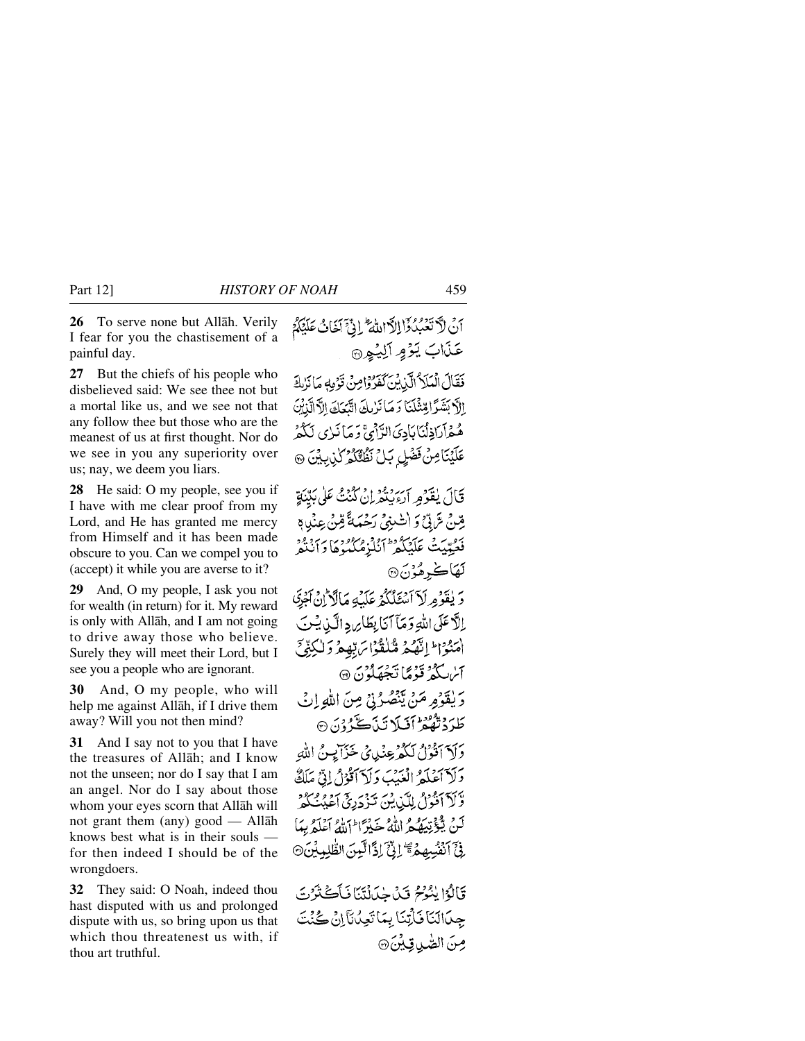**26** To serve none but Allāh. Verily I fear for you the chastisement of a painful day.

أَنْ لَّا تَعْبُدُوْٓا إِلَّا اللّٰهَ ۖ إِنِّيْٓ أَخَافُ عَلَيْكُمْ عَذَابَ يَوْمٍ أَلِيْمٍ ﴿٢٦﴾

**27** But the chiefs of his people who disbelieved said: We see thee not but a mortal like us, and we see not that any follow thee but those who are the meanest of us at first thought. Nor do we see in you any superiority over us; nay, we deem you liars.

فَقَالَ الْمَلَأُ الَّذِيْنَ كَفَرُوْا مِنْ قَوْمِهٖ مَا نَرٰىكَ إِلَّا بَشَرًا مِّثْلَنَا وَمَا نَرٰىكَ اتَّبَعَكَ إِلَّا الَّذِيْنَ هُمْ أَرَاذِلُنَا بَادِيَ الرَّأْيِ ۚ وَمَا نَرٰى لَكُمْ عَلَيْنَا مِنْ فَضْلٍۢ بَلْ نَظُنُّكُمْ كٰذِبِيْنَ ﴿٢٧﴾

**28** He said: O my people, see you if I have with me clear proof from my Lord, and He has granted me mercy from Himself and it has been made obscure to you. Can we compel you to (accept) it while you are averse to it?

قَالَ يٰقَوْمِ أَرَءَيْتُمْ إِنْ كُنْتُ عَلٰى بَيِّنَةٍ مِّنْ رَّبِّيْ وَاٰتٰىنِيْ رَحْمَةً مِّنْ عِنْدِهٖ فَعُمِّيَتْ عَلَيْكُمْ ؕ أَنُلْزِمُكُمُوْهَا وَأَنْتُمْ لَهَا كٰرِهُوْنَ ﴿٢٨﴾

**29** And, O my people, I ask you not for wealth (in return) for it. My reward is only with Allāh, and I am not going to drive away those who believe. Surely they will meet their Lord, but I see you a people who are ignorant.

وَيٰقَوْمِ لَآ أَسْـَٔلُكُمْ عَلَيْهِ مَالًا ؕ إِنْ أَجْرِيَ إِلَّا عَلَى اللّٰهِ وَمَآ أَنَا بِطَارِدِ الَّذِيْنَ اٰمَنُوْا ؕ إِنَّهُمْ مُّلٰقُوْا رَبِّهِمْ وَلٰكِنِّيْٓ أَرٰىكُمْ قَوْمًا تَجْهَلُوْنَ ﴿٢٩﴾

**30** And, O my people, who will help me against Allāh, if I drive them away? Will you not then mind?

وَيٰقَوْمِ مَنْ يَّنْصُرُنِيْ مِنَ اللّٰهِ إِنْ طَرَدْتُّهُمْ ؕ أَفَلَا تَذَكَّرُوْنَ ﴿٣٠﴾

**31** And I say not to you that I have the treasures of Allāh; and I know not the unseen; nor do I say that I am an angel. Nor do I say about those whom your eyes scorn that Allāh will not grant them (any) good — Allāh knows best what is in their souls — for then indeed I should be of the wrongdoers.

وَلَآ أَقُوْلُ لَكُمْ عِنْدِيْ خَزَآئِنُ اللّٰهِ وَلَآ أَعْلَمُ الْغَيْبَ وَلَآ أَقُوْلُ إِنِّيْ مَلَكٌ وَّلَآ أَقُوْلُ لِلَّذِيْنَ تَزْدَرِيْٓ أَعْيُنُكُمْ لَنْ يُّؤْتِيَهُمُ اللّٰهُ خَيْرًا ؕ اَللّٰهُ أَعْلَمُ بِمَا فِيْٓ أَنْفُسِهِمْ ۚۖ إِنِّيْٓ إِذًا لَّمِنَ الظّٰلِمِيْنَ ﴿٣١﴾

**32** They said: O Noah, indeed thou hast disputed with us and prolonged dispute with us, so bring upon us that which thou threatenest us with, if thou art truthful.

قَالُوْا يٰنُوْحُ قَدْ جٰدَلْتَنَا فَأَكْثَرْتَ جِدَالَنَا فَأْتِنَا بِمَا تَعِدُنَآ إِنْ كُنْتَ مِنَ الصّٰدِقِيْنَ ﴿٣٢﴾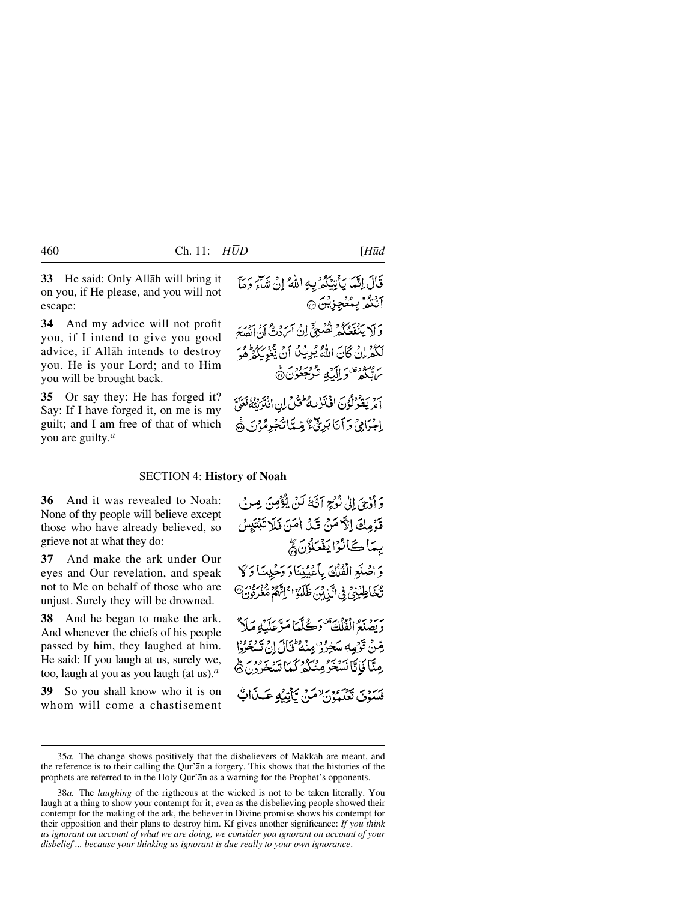**33** He said: Only Allāh will bring it on you, if He please, and you will not escape:

قَالَ اِنَّمَا يَاْتِيْكُمْ بِهِ اللّٰهُ اِنْ شَآءَ وَمَآ اَنْتُمْ بِمُعْجِزِيْنَ ۝

**34** And my advice will not profit you, if I intend to give you good advice, if Allāh intends to destroy you. He is your Lord; and to Him you will be brought back.

وَلَا يَنْفَعُكُمْ نُصْحِيْٓ اِنْ اَرَدْتُّ اَنْ اَنْصَحَ لَكُمْ اِنْ كَانَ اللّٰهُ يُرِيْدُ اَنْ يُّغْوِيَكُمْ ؕ هُوَ رَبُّكُمْ ۟ وَاِلَيْهِ تُرْجَعُوْنَ ۝

**35** Or say they: He has forged it? Say: If I have forged it, on me is my guilt; and I am free of that of which you are guilty.[a]

اَمْ يَقُوْلُوْنَ افْتَرٰىهُ ؕ قُلْ اِنِ افْتَرَيْتُهٗ فَعَلَيَّ اِجْرَامِيْ وَاَنَا بَرِيْٓءٌ مِّمَّا تُجْرِمُوْنَ ۝

## SECTION 4: **History of Noah**

**36** And it was revealed to Noah: None of thy people will believe except those who have already believed, so grieve not at what they do:

وَاُوْحِيَ اِلٰى نُوْحٍ اَنَّهٗ لَنْ يُّؤْمِنَ مِنْ قَوْمِكَ اِلَّا مَنْ قَدْ اٰمَنَ فَلَا تَبْتَئِسْ بِمَا كَانُوْا يَفْعَلُوْنَ ۝

**37** And make the ark under Our eyes and Our revelation, and speak not to Me on behalf of those who are unjust. Surely they will be drowned.

وَاصْنَعِ الْفُلْكَ بِاَعْيُنِنَا وَوَحْيِنَا وَلَا تُخَاطِبْنِيْ فِي الَّذِيْنَ ظَلَمُوْا ۚ اِنَّهُمْ مُّغْرَقُوْنَ ۝

**38** And he began to make the ark. And whenever the chiefs of his people passed by him, they laughed at him. He said: If you laugh at us, surely we, too, laugh at you as you laugh (at us).[a]

وَيَصْنَعُ الْفُلْكَ ۟ وَكُلَّمَا مَرَّ عَلَيْهِ مَلَاٌ مِّنْ قَوْمِهٖ سَخِرُوْا مِنْهُ ؕ قَالَ اِنْ تَسْخَرُوْا مِنَّا فَاِنَّا نَسْخَرُ مِنْكُمْ كَمَا تَسْخَرُوْنَ ۝

**39** So you shall know who it is on whom will come a chastisement

فَسَوْفَ تَعْلَمُوْنَ ۙ مَنْ يَّاْتِيْهِ عَذَابٌ

---

35*a.* The change shows positively that the disbelievers of Makkah are meant, and the reference is to their calling the Qur'ān a forgery. This shows that the histories of the prophets are referred to in the Holy Qur'ān as a warning for the Prophet's opponents.

38*a.* The *laughing* of the rigtheous at the wicked is not to be taken literally. You laugh at a thing to show your contempt for it; even as the disbelieving people showed their contempt for the making of the ark, the believer in Divine promise shows his contempt for their opposition and their plans to destroy him. Kf gives another significance: *If you think us ignorant on account of what we are doing, we consider you ignorant on account of your disbelief ... because your thinking us ignorant is due really to your own ignorance*.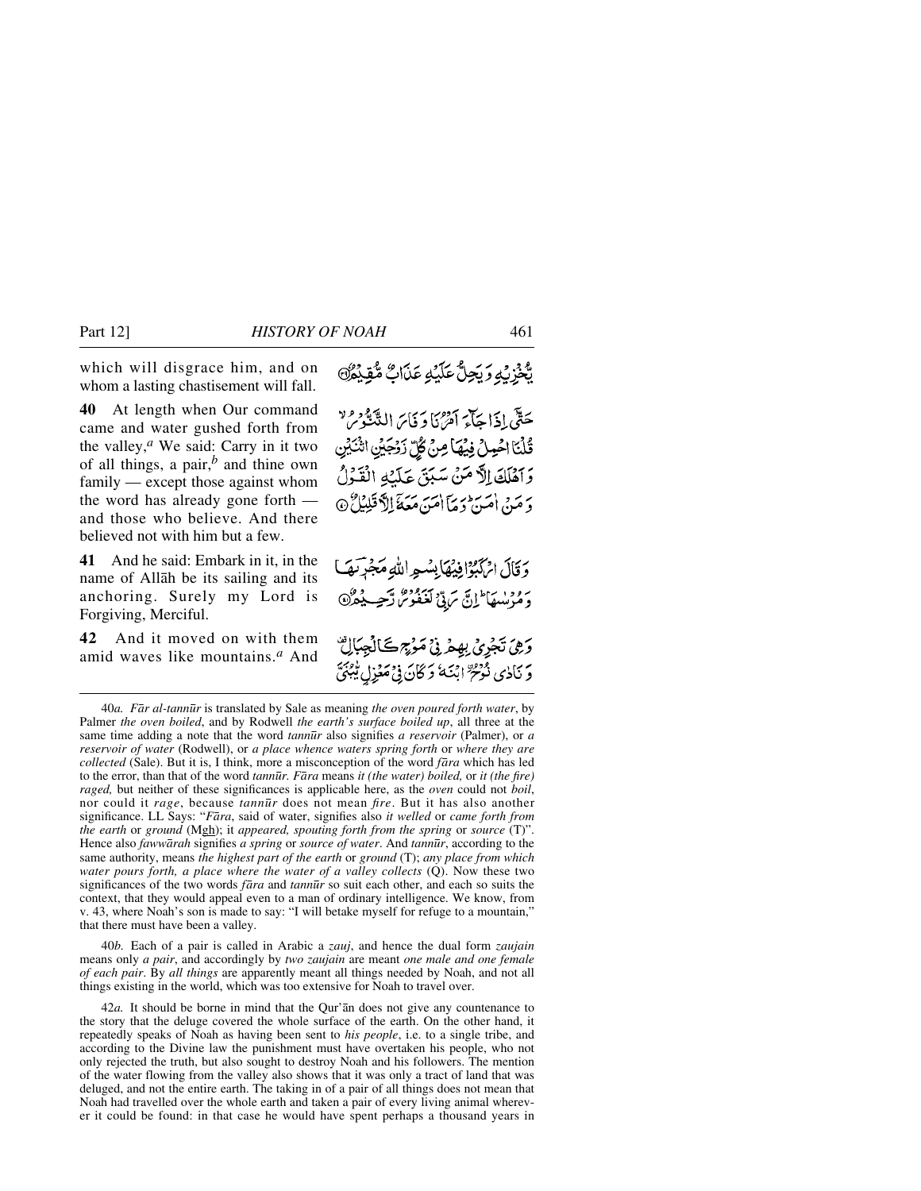which will disgrace him, and on whom a lasting chastisement will fall.

يُخْزِيهِ وَيَحِلُّ عَلَيْهِ عَذَابٌ مُّقِيمٌ ۝

**40** At length when Our command came and water gushed forth from the valley,[a] We said: Carry in it two of all things, a pair,[b] and thine own family — except those against whom the word has already gone forth — and those who believe. And there believed not with him but a few.

حَتَّىٰ إِذَا جَاءَ أَمْرُنَا وَفَارَ التَّنُّورُ قُلْنَا احْمِلْ فِيهَا مِن كُلٍّ زَوْجَيْنِ اثْنَيْنِ وَأَهْلَكَ إِلَّا مَن سَبَقَ عَلَيْهِ الْقَوْلُ وَمَنْ آمَنَ ۚ وَمَا آمَنَ مَعَهُ إِلَّا قَلِيلٌ ۝

**41** And he said: Embark in it, in the name of Allāh be its sailing and its anchoring. Surely my Lord is Forgiving, Merciful.

وَقَالَ ارْكَبُوا فِيهَا بِسْمِ اللَّهِ مَجْرَاهَا وَمُرْسَاهَا ۚ إِنَّ رَبِّي لَغَفُورٌ رَّحِيمٌ ۝

**42** And it moved on with them amid waves like mountains.[a] And

وَهِيَ تَجْرِي بِهِمْ فِي مَوْجٍ كَالْجِبَالِ وَنَادَىٰ نُوحٌ ابْنَهُ وَكَانَ فِي مَعْزِلٍ يَا بُنَيَّ

---

40*a*. *Fār al-tannūr* is translated by Sale as meaning *the oven poured forth water*, by Palmer *the oven boiled*, and by Rodwell *the earth's surface boiled up*, all three at the same time adding a note that the word *tannūr* also signifies *a reservoir* (Palmer), or *a reservoir of water* (Rodwell), or *a place whence waters spring forth* or *where they are collected* (Sale). But it is, I think, more a misconception of the word *fāra* which has led to the error, than that of the word *tannūr*. *Fāra* means *it (the water) boiled,* or *it (the fire) raged,* but neither of these significances is applicable here, as the *oven* could not *boil*, nor could it *rage*, because *tannūr* does not mean *fire*. But it has also another significance. LL Says: "*Fāra*, said of water, signifies also *it welled* or *came forth from the earth* or *ground* (Mgh); it *appeared, spouting forth from the spring* or *source* (T)". Hence also *fawwārah* signifies *a spring* or *source of water*. And *tannūr*, according to the same authority, means *the highest part of the earth* or *ground* (T); *any place from which water pours forth, a place where the water of a valley collects* (Q). Now these two significances of the two words *fāra* and *tannūr* so suit each other, and each so suits the context, that they would appeal even to a man of ordinary intelligence. We know, from v. 43, where Noah's son is made to say: "I will betake myself for refuge to a mountain," that there must have been a valley.

40*b*. Each of a pair is called in Arabic a *zauj*, and hence the dual form *zaujain* means only *a pair*, and accordingly by *two zaujain* are meant *one male and one female of each pair*. By *all things* are apparently meant all things needed by Noah, and not all things existing in the world, which was too extensive for Noah to travel over.

42*a*. It should be borne in mind that the Qur'ān does not give any countenance to the story that the deluge covered the whole surface of the earth. On the other hand, it repeatedly speaks of Noah as having been sent to *his people*, i.e. to a single tribe, and according to the Divine law the punishment must have overtaken his people, who not only rejected the truth, but also sought to destroy Noah and his followers. The mention of the water flowing from the valley also shows that it was only a tract of land that was deluged, and not the entire earth. The taking in of a pair of all things does not mean that Noah had travelled over the whole earth and taken a pair of every living animal wherever it could be found: in that case he would have spent perhaps a thousand years in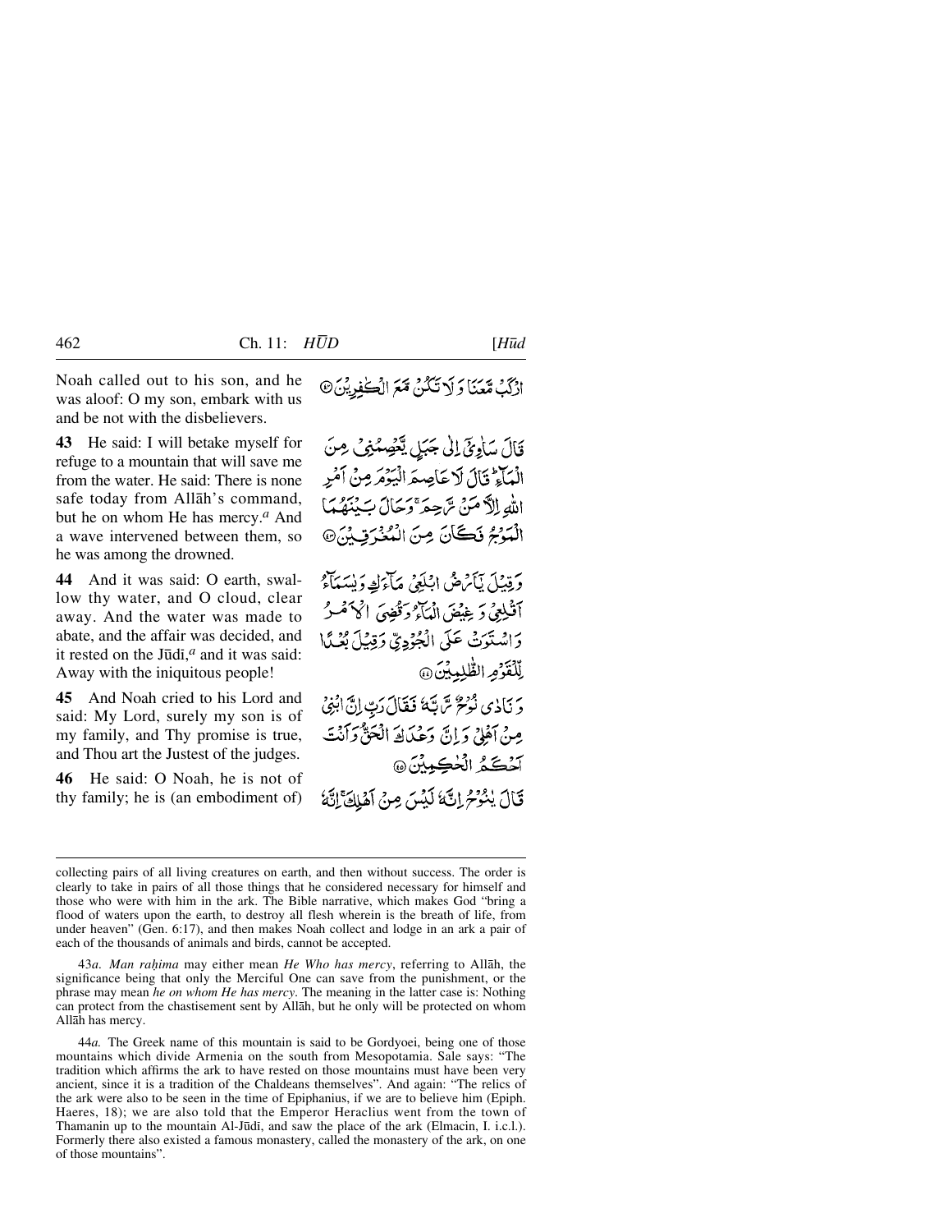Noah called out to his son, and he was aloof: O my son, embark with us and be not with the disbelievers.

ارْكَبْ مَّعَنَا وَلَا تَكُنْ مَّعَ الْكٰفِرِيْنَ ۝٤٢

**43** He said: I will betake myself for refuge to a mountain that will save me from the water. He said: There is none safe today from Allāh's command, but he on whom He has mercy.[a] And a wave intervened between them, so he was among the drowned.

قَالَ سَاٰوِيْۤ اِلٰى جَبَلٍ يَّعْصِمُنِيْ مِنَ الْمَآءِ ؕ قَالَ لَا عَاصِمَ الْيَوْمَ مِنْ اَمْرِ اللّٰهِ اِلَّا مَنْ رَّحِمَ ۚ وَحَالَ بَيْنَهُمَا الْمَوْجُ فَكَانَ مِنَ الْمُغْرَقِيْنَ ۝٤٣

**44** And it was said: O earth, swallow thy water, and O cloud, clear away. And the water was made to abate, and the affair was decided, and it rested on the Jūdī,[a] and it was said: Away with the iniquitous people!

وَقِيْلَ يٰۤاَرْضُ ابْلَعِيْ مَآءَكِ وَيٰسَمَآءُ اَقْلِعِيْ وَغِيْضَ الْمَآءُ وَقُضِيَ الْاَمْرُ وَاسْتَوَتْ عَلَى الْجُوْدِيِّ وَقِيْلَ بُعْدًا لِّلْقَوْمِ الظّٰلِمِيْنَ ۝٤٤

**45** And Noah cried to his Lord and said: My Lord, surely my son is of my family, and Thy promise is true, and Thou art the Justest of the judges.

وَنَادٰى نُوْحٌ رَّبَّهٗ فَقَالَ رَبِّ اِنَّ ابْنِيْ مِنْ اَهْلِيْ وَاِنَّ وَعْدَكَ الْحَقُّ وَاَنْتَ اَحْكَمُ الْحٰكِمِيْنَ ۝٤٥

**46** He said: O Noah, he is not of thy family; he is (an embodiment of)

قَالَ يٰنُوْحُ اِنَّهٗ لَيْسَ مِنْ اَهْلِكَ ۚ اِنَّهٗ

---

collecting pairs of all living creatures on earth, and then without success. The order is clearly to take in pairs of all those things that he considered necessary for himself and those who were with him in the ark. The Bible narrative, which makes God "bring a flood of waters upon the earth, to destroy all flesh wherein is the breath of life, from under heaven" (Gen. 6:17), and then makes Noah collect and lodge in an ark a pair of each of the thousands of animals and birds, cannot be accepted.

43*a*. *Man raḥima* may either mean *He Who has mercy*, referring to Allāh, the significance being that only the Merciful One can save from the punishment, or the phrase may mean *he on whom He has mercy*. The meaning in the latter case is: Nothing can protect from the chastisement sent by Allāh, but he only will be protected on whom Allāh has mercy.

44*a*. The Greek name of this mountain is said to be Gordyoei, being one of those mountains which divide Armenia on the south from Mesopotamia. Sale says: "The tradition which affirms the ark to have rested on those mountains must have been very ancient, since it is a tradition of the Chaldeans themselves". And again: "The relics of the ark were also to be seen in the time of Epiphanius, if we are to believe him (Epiph. Haeres, 18); we are also told that the Emperor Heraclius went from the town of Thamanin up to the mountain Al-Jūdī, and saw the place of the ark (Elmacin, I. i.c.l.). Formerly there also existed a famous monastery, called the monastery of the ark, on one of those mountains".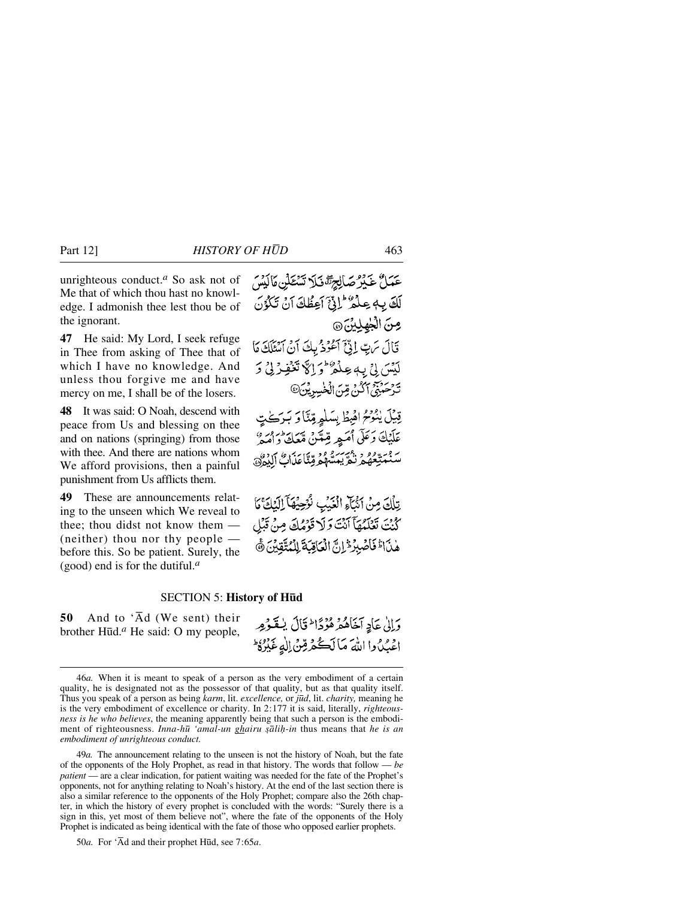unrighteous conduct.[a] So ask not of Me that of which thou hast no knowledge. I admonish thee lest thou be of the ignorant.

عَمَلٌ غَيْرُ صَالِحٍ ۖ فَلَا تَسْـَٔلْنِ مَا لَيْسَ لَكَ بِهِ عِلْمٌ ۖ إِنِّىٓ أَعِظُكَ أَن تَكُونَ مِنَ ٱلْجَٰهِلِينَ

**47** He said: My Lord, I seek refuge in Thee from asking of Thee that of which I have no knowledge. And unless thou forgive me and have mercy on me, I shall be of the losers.

قَالَ رَبِّ إِنِّىٓ أَعُوذُ بِكَ أَنْ أَسْـَٔلَكَ مَا لَيْسَ لِى بِهِ عِلْمٌ ۖ وَإِلَّا تَغْفِرْ لِى وَتَرْحَمْنِىٓ أَكُن مِّنَ ٱلْخَٰسِرِينَ

**48** It was said: O Noah, descend with peace from Us and blessing on thee and on nations (springing) from those with thee. And there are nations whom We afford provisions, then a painful punishment from Us afflicts them.

قِيلَ يَٰنُوحُ ٱهْبِطْ بِسَلَٰمٍ مِّنَّا وَبَرَكَٰتٍ عَلَيْكَ وَعَلَىٰٓ أُمَمٍ مِّمَّن مَّعَكَ ۚ وَأُمَمٌ سَنُمَتِّعُهُمْ ثُمَّ يَمَسُّهُم مِّنَّا عَذَابٌ أَلِيمٌ

**49** These are announcements relating to the unseen which We reveal to thee; thou didst not know them — (neither) thou nor thy people — before this. So be patient. Surely, the (good) end is for the dutiful.[a]

تِلْكَ مِنْ أَنۢبَآءِ ٱلْغَيْبِ نُوحِيهَآ إِلَيْكَ ۖ مَا كُنتَ تَعْلَمُهَآ أَنتَ وَلَا قَوْمُكَ مِن قَبْلِ هَٰذَا ۖ فَٱصْبِرْ ۖ إِنَّ ٱلْعَٰقِبَةَ لِلْمُتَّقِينَ

## SECTION 5: History of Hūd

**50** And to ‘Ād (We sent) their brother Hūd.[a] He said: O my people,

وَإِلَىٰ عَادٍ أَخَاهُمْ هُودًا ۚ قَالَ يَٰقَوْمِ ٱعْبُدُوا۟ ٱللَّهَ مَا لَكُم مِّنْ إِلَٰهٍ غَيْرُهُۥٓ ۖ

---

46*a.* When it is meant to speak of a person as the very embodiment of a certain quality, he is designated not as the possessor of that quality, but as that quality itself. Thus you speak of a person as being *karm*, lit. *excellence,* or *jūd*, lit. *charity,* meaning he is the very embodiment of excellence or charity. In 2:177 it is said, literally, *righteousness is he who believes*, the meaning apparently being that such a person is the embodiment of righteousness. *Inna-hū ‘amal-un ghairu ṣāliḥ-in* thus means that *he is an embodiment of unrighteous conduct.*

49*a.* The announcement relating to the unseen is not the history of Noah, but the fate of the opponents of the Holy Prophet, as read in that history. The words that follow — *be patient* — are a clear indication, for patient waiting was needed for the fate of the Prophet's opponents, not for anything relating to Noah's history. At the end of the last section there is also a similar reference to the opponents of the Holy Prophet; compare also the 26th chapter, in which the history of every prophet is concluded with the words: "Surely there is a sign in this, yet most of them believe not", where the fate of the opponents of the Holy Prophet is indicated as being identical with the fate of those who opposed earlier prophets.

50*a.* For ‘Ād and their prophet Hūd, see 7:65*a*.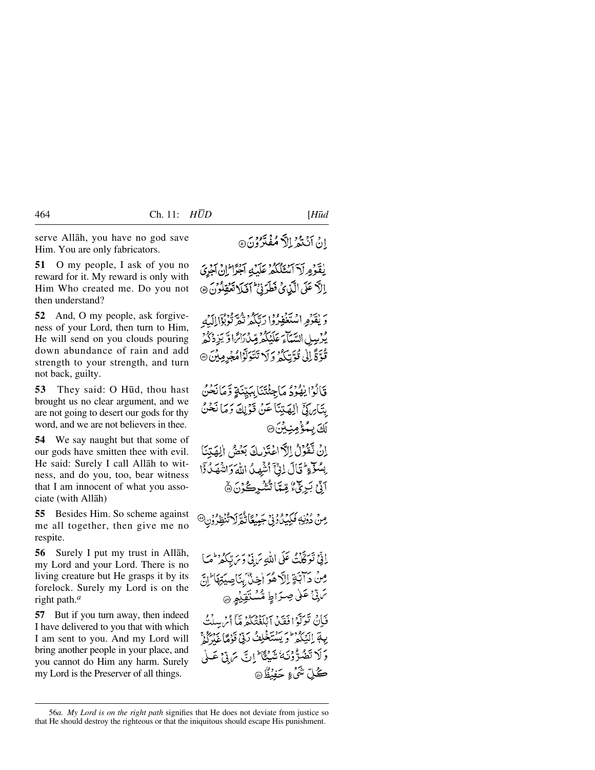serve Allāh, you have no god save Him. You are only fabricators.

إِنْ أَنتُمْ إِلَّا مُفْتَرُونَ ﴿٥٠﴾

**51** O my people, I ask of you no reward for it. My reward is only with Him Who created me. Do you not then understand?

يَٰقَوْمِ لَآ أَسْـَٔلُكُمْ عَلَيْهِ أَجْرًا ۖ إِنْ أَجْرِىَ إِلَّا عَلَى ٱلَّذِى فَطَرَنِىٓ ۚ أَفَلَا تَعْقِلُونَ ﴿٥١﴾

**52** And, O my people, ask forgiveness of your Lord, then turn to Him, He will send on you clouds pouring down abundance of rain and add strength to your strength, and turn not back, guilty.

وَيَٰقَوْمِ ٱسْتَغْفِرُوا۟ رَبَّكُمْ ثُمَّ تُوبُوٓا۟ إِلَيْهِ يُرْسِلِ ٱلسَّمَآءَ عَلَيْكُم مِّدْرَارًا وَيَزِدْكُمْ قُوَّةً إِلَىٰ قُوَّتِكُمْ وَلَا تَتَوَلَّوْا۟ مُجْرِمِينَ ﴿٥٢﴾

**53** They said: O Hūd, thou hast brought us no clear argument, and we are not going to desert our gods for thy word, and we are not believers in thee.

قَالُوا۟ يَٰهُودُ مَا جِئْتَنَا بِبَيِّنَةٍ وَمَا نَحْنُ بِتَارِكِىٓ ءَالِهَتِنَا عَن قَوْلِكَ وَمَا نَحْنُ لَكَ بِمُؤْمِنِينَ ﴿٥٣﴾

**54** We say naught but that some of our gods have smitten thee with evil. He said: Surely I call Allāh to witness, and do you, too, bear witness that I am innocent of what you associate (with Allāh)

إِن نَّقُولُ إِلَّا ٱعْتَرَىٰكَ بَعْضُ ءَالِهَتِنَا بِسُوٓءٍ ۗ قَالَ إِنِّىٓ أُشْهِدُ ٱللَّهَ وَٱشْهَدُوٓا۟ أَنِّى بَرِىٓءٌ مِّمَّا تُشْرِكُونَ ﴿٥٤﴾

**55** Besides Him. So scheme against me all together, then give me no respite.

مِن دُونِهِۦ ۖ فَكِيدُونِى جَمِيعًا ثُمَّ لَا تُنظِرُونِ ﴿٥٥﴾

**56** Surely I put my trust in Allāh, my Lord and your Lord. There is no living creature but He grasps it by its forelock. Surely my Lord is on the right path.[a]

إِنِّى تَوَكَّلْتُ عَلَى ٱللَّهِ رَبِّى وَرَبِّكُم ۚ مَّا مِن دَآبَّةٍ إِلَّا هُوَ ءَاخِذٌۢ بِنَاصِيَتِهَآ ۚ إِنَّ رَبِّى عَلَىٰ صِرَٰطٍ مُّسْتَقِيمٍ ﴿٥٦﴾

**57** But if you turn away, then indeed I have delivered to you that with which I am sent to you. And my Lord will bring another people in your place, and you cannot do Him any harm. Surely my Lord is the Preserver of all things.

فَإِن تَوَلَّوْا۟ فَقَدْ أَبْلَغْتُكُم مَّآ أُرْسِلْتُ بِهِۦٓ إِلَيْكُمْ ۚ وَيَسْتَخْلِفُ رَبِّى قَوْمًا غَيْرَكُمْ وَلَا تَضُرُّونَهُۥ شَيْـًٔا ۚ إِنَّ رَبِّى عَلَىٰ كُلِّ شَىْءٍ حَفِيظٌ ﴿٥٧﴾

---

56*a*. *My Lord is on the right path* signifies that He does not deviate from justice so that He should destroy the righteous or that the iniquitous should escape His punishment.